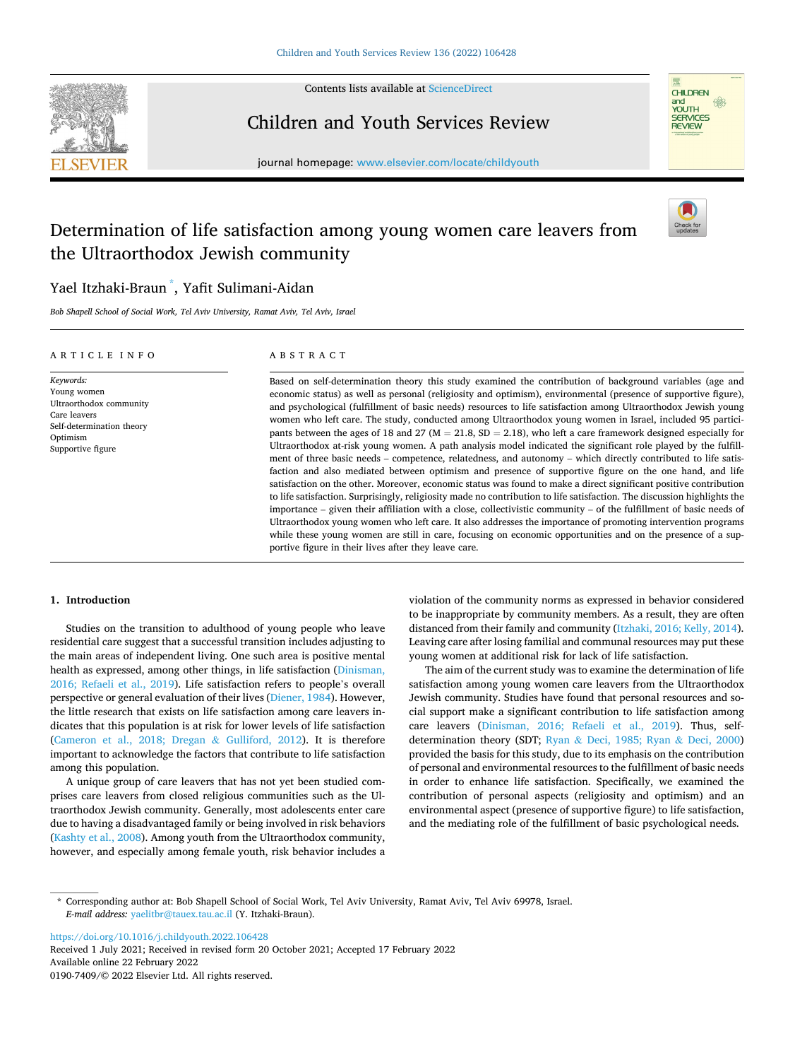# Determination of life satisfaction among young women care leavers from the Ultraorthodox Jewish community

Yael Itzhaki-Braun *, Yafit Sulimani-Aidan

*Bob Shapell School of Social Work, Tel Aviv University, Ramat Aviv, Tel Aviv, Israel*

## ARTICLE INFO

*Keywords:*
Young women
Ultraorthodox community
Care leavers
Self-determination theory
Optimism
Supportive figure

## ABSTRACT

Based on self-determination theory this study examined the contribution of background variables (age and economic status) as well as personal (religiosity and optimism), environmental (presence of supportive figure), and psychological (fulfillment of basic needs) resources to life satisfaction among Ultraorthodox Jewish young women who left care. The study, conducted among Ultraorthodox young women in Israel, included 95 participants between the ages of 18 and 27 (M = 21.8, SD = 2.18), who left a care framework designed especially for Ultraorthodox at-risk young women. A path analysis model indicated the significant role played by the fulfillment of three basic needs – competence, relatedness, and autonomy – which directly contributed to life satisfaction and also mediated between optimism and presence of supportive figure on the one hand, and life satisfaction on the other. Moreover, economic status was found to make a direct significant positive contribution to life satisfaction. Surprisingly, religiosity made no contribution to life satisfaction. The discussion highlights the importance – given their affiliation with a close, collectivistic community – of the fulfillment of basic needs of Ultraorthodox young women who left care. It also addresses the importance of promoting intervention programs while these young women are still in care, focusing on economic opportunities and on the presence of a supportive figure in their lives after they leave care.

## 1. Introduction

Studies on the transition to adulthood of young people who leave residential care suggest that a successful transition includes adjusting to the main areas of independent living. One such area is positive mental health as expressed, among other things, in life satisfaction (Dinisman, 2016; Refaeli et al., 2019). Life satisfaction refers to people's overall perspective or general evaluation of their lives (Diener, 1984). However, the little research that exists on life satisfaction among care leavers indicates that this population is at risk for lower levels of life satisfaction (Cameron et al., 2018; Dregan & Gulliford, 2012). It is therefore important to acknowledge the factors that contribute to life satisfaction among this population.

A unique group of care leavers that has not yet been studied comprises care leavers from closed religious communities such as the Ultraorthodox Jewish community. Generally, most adolescents enter care due to having a disadvantaged family or being involved in risk behaviors (Kashty et al., 2008). Among youth from the Ultraorthodox community, however, and especially among female youth, risk behavior includes a violation of the community norms as expressed in behavior considered to be inappropriate by community members. As a result, they are often distanced from their family and community (Itzhaki, 2016; Kelly, 2014). Leaving care after losing familial and communal resources may put these young women at additional risk for lack of life satisfaction.

The aim of the current study was to examine the determination of life satisfaction among young women care leavers from the Ultraorthodox Jewish community. Studies have found that personal resources and social support make a significant contribution to life satisfaction among care leavers (Dinisman, 2016; Refaeli et al., 2019). Thus, self-determination theory (SDT; Ryan & Deci, 1985; Ryan & Deci, 2000) provided the basis for this study, due to its emphasis on the contribution of personal and environmental resources to the fulfillment of basic needs in order to enhance life satisfaction. Specifically, we examined the contribution of personal aspects (religiosity and optimism) and an environmental aspect (presence of supportive figure) to life satisfaction, and the mediating role of the fulfillment of basic psychological needs.

---

* Corresponding author at: Bob Shapell School of Social Work, Tel Aviv University, Ramat Aviv, Tel Aviv 69978, Israel.
*E-mail address:* yaelitbr@tauex.tau.ac.il (Y. Itzhaki-Braun).

https://doi.org/10.1016/j.childyouth.2022.106428
Received 1 July 2021; Received in revised form 20 October 2021; Accepted 17 February 2022
Available online 22 February 2022
0190-7409/© 2022 Elsevier Ltd. All rights reserved.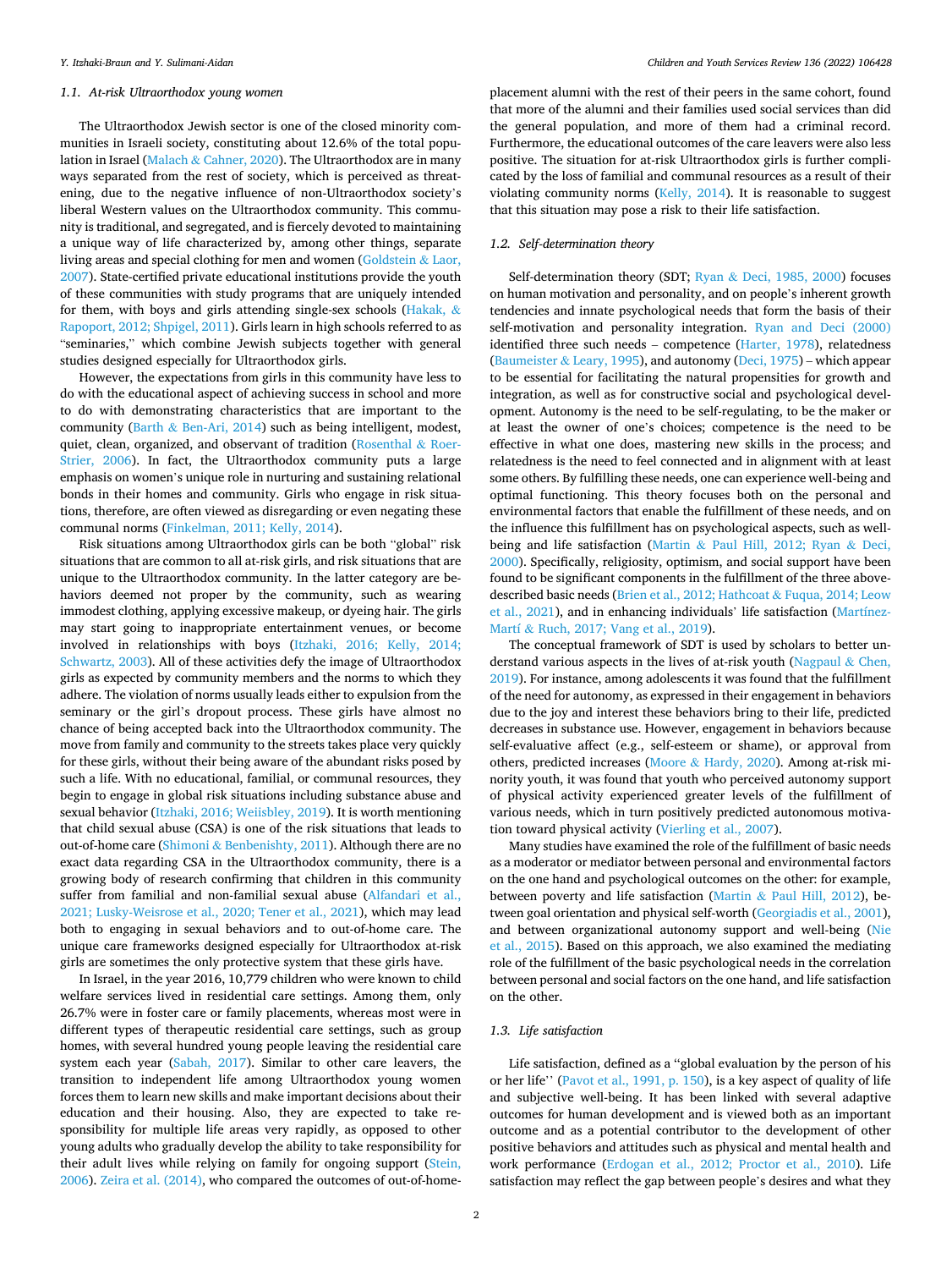### 1.1. At-risk Ultraorthodox young women

The Ultraorthodox Jewish sector is one of the closed minority communities in Israeli society, constituting about 12.6% of the total population in Israel (Malach & Cahner, 2020). The Ultraorthodox are in many ways separated from the rest of society, which is perceived as threatening, due to the negative influence of non-Ultraorthodox society's liberal Western values on the Ultraorthodox community. This community is traditional, and segregated, and is fiercely devoted to maintaining a unique way of life characterized by, among other things, separate living areas and special clothing for men and women (Goldstein & Laor, 2007). State-certified private educational institutions provide the youth of these communities with study programs that are uniquely intended for them, with boys and girls attending single-sex schools (Hakak, & Rapoport, 2012; Shpigel, 2011). Girls learn in high schools referred to as "seminaries," which combine Jewish subjects together with general studies designed especially for Ultraorthodox girls.

However, the expectations from girls in this community have less to do with the educational aspect of achieving success in school and more to do with demonstrating characteristics that are important to the community (Barth & Ben-Ari, 2014) such as being intelligent, modest, quiet, clean, organized, and observant of tradition (Rosenthal & Roer-Strier, 2006). In fact, the Ultraorthodox community puts a large emphasis on women's unique role in nurturing and sustaining relational bonds in their homes and community. Girls who engage in risk situations, therefore, are often viewed as disregarding or even negating these communal norms (Finkelman, 2011; Kelly, 2014).

Risk situations among Ultraorthodox girls can be both "global" risk situations that are common to all at-risk girls, and risk situations that are unique to the Ultraorthodox community. In the latter category are behaviors deemed not proper by the community, such as wearing immodest clothing, applying excessive makeup, or dyeing hair. The girls may start going to inappropriate entertainment venues, or become involved in relationships with boys (Itzhaki, 2016; Kelly, 2014; Schwartz, 2003). All of these activities defy the image of Ultraorthodox girls as expected by community members and the norms to which they adhere. The violation of norms usually leads either to expulsion from the seminary or the girl's dropout process. These girls have almost no chance of being accepted back into the Ultraorthodox community. The move from family and community to the streets takes place very quickly for these girls, without their being aware of the abundant risks posed by such a life. With no educational, familial, or communal resources, they begin to engage in global risk situations including substance abuse and sexual behavior (Itzhaki, 2016; Weiisbley, 2019). It is worth mentioning that child sexual abuse (CSA) is one of the risk situations that leads to out-of-home care (Shimoni & Benbenishty, 2011). Although there are no exact data regarding CSA in the Ultraorthodox community, there is a growing body of research confirming that children in this community suffer from familial and non-familial sexual abuse (Alfandari et al., 2021; Lusky-Weisrose et al., 2020; Tener et al., 2021), which may lead both to engaging in sexual behaviors and to out-of-home care. The unique care frameworks designed especially for Ultraorthodox at-risk girls are sometimes the only protective system that these girls have.

In Israel, in the year 2016, 10,779 children who were known to child welfare services lived in residential care settings. Among them, only 26.7% were in foster care or family placements, whereas most were in different types of therapeutic residential care settings, such as group homes, with several hundred young people leaving the residential care system each year (Sabah, 2017). Similar to other care leavers, the transition to independent life among Ultraorthodox young women forces them to learn new skills and make important decisions about their education and their housing. Also, they are expected to take responsibility for multiple life areas very rapidly, as opposed to other young adults who gradually develop the ability to take responsibility for their adult lives while relying on family for ongoing support (Stein, 2006). Zeira et al. (2014), who compared the outcomes of out-of-home-placement alumni with the rest of their peers in the same cohort, found that more of the alumni and their families used social services than did the general population, and more of them had a criminal record. Furthermore, the educational outcomes of the care leavers were also less positive. The situation for at-risk Ultraorthodox girls is further complicated by the loss of familial and communal resources as a result of their violating community norms (Kelly, 2014). It is reasonable to suggest that this situation may pose a risk to their life satisfaction.

### 1.2. Self-determination theory

Self-determination theory (SDT; Ryan & Deci, 1985, 2000) focuses on human motivation and personality, and on people's inherent growth tendencies and innate psychological needs that form the basis of their self-motivation and personality integration. Ryan and Deci (2000) identified three such needs – competence (Harter, 1978), relatedness (Baumeister & Leary, 1995), and autonomy (Deci, 1975) – which appear to be essential for facilitating the natural propensities for growth and integration, as well as for constructive social and psychological development. Autonomy is the need to be self-regulating, to be the maker or at least the owner of one's choices; competence is the need to be effective in what one does, mastering new skills in the process; and relatedness is the need to feel connected and in alignment with at least some others. By fulfilling these needs, one can experience well-being and optimal functioning. This theory focuses both on the personal and environmental factors that enable the fulfillment of these needs, and on the influence this fulfillment has on psychological aspects, such as well-being and life satisfaction (Martin & Paul Hill, 2012; Ryan & Deci, 2000). Specifically, religiosity, optimism, and social support have been found to be significant components in the fulfillment of the three above-described basic needs (Brien et al., 2012; Hathcoat & Fuqua, 2014; Leow et al., 2021), and in enhancing individuals' life satisfaction (Martínez-Martí & Ruch, 2017; Vang et al., 2019).

The conceptual framework of SDT is used by scholars to better understand various aspects in the lives of at-risk youth (Nagpaul & Chen, 2019). For instance, among adolescents it was found that the fulfillment of the need for autonomy, as expressed in their engagement in behaviors due to the joy and interest these behaviors bring to their life, predicted decreases in substance use. However, engagement in behaviors because self-evaluative affect (e.g., self-esteem or shame), or approval from others, predicted increases (Moore & Hardy, 2020). Among at-risk minority youth, it was found that youth who perceived autonomy support of physical activity experienced greater levels of the fulfillment of various needs, which in turn positively predicted autonomous motivation toward physical activity (Vierling et al., 2007).

Many studies have examined the role of the fulfillment of basic needs as a moderator or mediator between personal and environmental factors on the one hand and psychological outcomes on the other: for example, between poverty and life satisfaction (Martin & Paul Hill, 2012), between goal orientation and physical self-worth (Georgiadis et al., 2001), and between organizational autonomy support and well-being (Nie et al., 2015). Based on this approach, we also examined the mediating role of the fulfillment of the basic psychological needs in the correlation between personal and social factors on the one hand, and life satisfaction on the other.

### 1.3. Life satisfaction

Life satisfaction, defined as a "global evaluation by the person of his or her life'' (Pavot et al., 1991, p. 150), is a key aspect of quality of life and subjective well-being. It has been linked with several adaptive outcomes for human development and is viewed both as an important outcome and as a potential contributor to the development of other positive behaviors and attitudes such as physical and mental health and work performance (Erdogan et al., 2012; Proctor et al., 2010). Life satisfaction may reflect the gap between people's desires and what they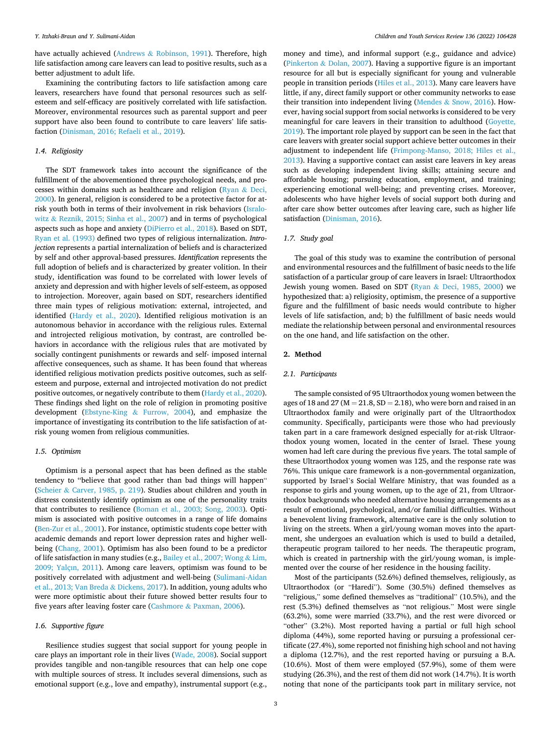have actually achieved (Andrews & Robinson, 1991). Therefore, high life satisfaction among care leavers can lead to positive results, such as a better adjustment to adult life.

Examining the contributing factors to life satisfaction among care leavers, researchers have found that personal resources such as self-esteem and self-efficacy are positively correlated with life satisfaction. Moreover, environmental resources such as parental support and peer support have also been found to contribute to care leavers' life satisfaction (Dinisman, 2016; Refaeli et al., 2019).

### 1.4. Religiosity

The SDT framework takes into account the significance of the fulfillment of the abovementioned three psychological needs, and processes within domains such as healthcare and religion (Ryan & Deci, 2000). In general, religion is considered to be a protective factor for at-risk youth both in terms of their involvement in risk behaviors (Isralowitz & Reznik, 2015; Sinha et al., 2007) and in terms of psychological aspects such as hope and anxiety (DiPierro et al., 2018). Based on SDT, Ryan et al. (1993) defined two types of religious internalization. *Introjection* represents a partial internalization of beliefs and is characterized by self and other approval-based pressures. *Identification* represents the full adoption of beliefs and is characterized by greater volition. In their study, identification was found to be correlated with lower levels of anxiety and depression and with higher levels of self-esteem, as opposed to introjection. Moreover, again based on SDT, researchers identified three main types of religious motivation: external, introjected, and identified (Hardy et al., 2020). Identified religious motivation is an autonomous behavior in accordance with the religious rules. External and introjected religious motivation, by contrast, are controlled behaviors in accordance with the religious rules that are motivated by socially contingent punishments or rewards and self- imposed internal affective consequences, such as shame. It has been found that whereas identified religious motivation predicts positive outcomes, such as self-esteem and purpose, external and introjected motivation do not predict positive outcomes, or negatively contribute to them (Hardy et al., 2020). These findings shed light on the role of religion in promoting positive development (Ebstyne-King & Furrow, 2004), and emphasize the importance of investigating its contribution to the life satisfaction of at-risk young women from religious communities.

### 1.5. Optimism

Optimism is a personal aspect that has been defined as the stable tendency to "believe that good rather than bad things will happen" (Scheier & Carver, 1985, p. 219). Studies about children and youth in distress consistently identify optimism as one of the personality traits that contributes to resilience (Boman et al., 2003; Song, 2003). Optimism is associated with positive outcomes in a range of life domains (Ben-Zur et al., 2001). For instance, optimistic students cope better with academic demands and report lower depression rates and higher well-being (Chang, 2001). Optimism has also been found to be a predictor of life satisfaction in many studies (e.g., Bailey et al., 2007; Wong & Lim, 2009; Yalçın, 2011). Among care leavers, optimism was found to be positively correlated with adjustment and well-being (Sulimani-Aidan et al., 2013; Van Breda & Dickens, 2017). In addition, young adults who were more optimistic about their future showed better results four to five years after leaving foster care (Cashmore & Paxman, 2006).

### 1.6. Supportive figure

Resilience studies suggest that social support for young people in care plays an important role in their lives (Wade, 2008). Social support provides tangible and non-tangible resources that can help one cope with multiple sources of stress. It includes several dimensions, such as emotional support (e.g., love and empathy), instrumental support (e.g., money and time), and informal support (e.g., guidance and advice) (Pinkerton & Dolan, 2007). Having a supportive figure is an important resource for all but is especially significant for young and vulnerable people in transition periods (Hiles et al., 2013). Many care leavers have little, if any, direct family support or other community networks to ease their transition into independent living (Mendes & Snow, 2016). However, having social support from social networks is considered to be very meaningful for care leavers in their transition to adulthood (Goyette, 2019). The important role played by support can be seen in the fact that care leavers with greater social support achieve better outcomes in their adjustment to independent life (Frimpong-Manso, 2018; Hiles et al., 2013). Having a supportive contact can assist care leavers in key areas such as developing independent living skills; attaining secure and affordable housing; pursuing education, employment, and training; experiencing emotional well-being; and preventing crises. Moreover, adolescents who have higher levels of social support both during and after care show better outcomes after leaving care, such as higher life satisfaction (Dinisman, 2016).

### 1.7. Study goal

The goal of this study was to examine the contribution of personal and environmental resources and the fulfillment of basic needs to the life satisfaction of a particular group of care leavers in Israel: Ultraorthodox Jewish young women. Based on SDT (Ryan & Deci, 1985, 2000) we hypothesized that: a) religiosity, optimism, the presence of a supportive figure and the fulfillment of basic needs would contribute to higher levels of life satisfaction, and; b) the fulfillment of basic needs would mediate the relationship between personal and environmental resources on the one hand, and life satisfaction on the other.

## 2. Method

### 2.1. Participants

The sample consisted of 95 Ultraorthodox young women between the ages of 18 and 27 ($M = 21.8$, $SD = 2.18$), who were born and raised in an Ultraorthodox family and were originally part of the Ultraorthodox community. Specifically, participants were those who had previously taken part in a care framework designed especially for at-risk Ultraorthodox young women, located in the center of Israel. These young women had left care during the previous five years. The total sample of these Ultraorthodox young women was 125, and the response rate was 76%. This unique care framework is a non-governmental organization, supported by Israel's Social Welfare Ministry, that was founded as a response to girls and young women, up to the age of 21, from Ultraorthodox backgrounds who needed alternative housing arrangements as a result of emotional, psychological, and/or familial difficulties. Without a benevolent living framework, alternative care is the only solution to living on the streets. When a girl/young woman moves into the apartment, she undergoes an evaluation which is used to build a detailed, therapeutic program tailored to her needs. The therapeutic program, which is created in partnership with the girl/young woman, is implemented over the course of her residence in the housing facility.

Most of the participants (52.6%) defined themselves, religiously, as Ultraorthodox (or "Haredi"). Some (30.5%) defined themselves as "religious," some defined themselves as "traditional" (10.5%), and the rest (5.3%) defined themselves as "not religious." Most were single (63.2%), some were married (33.7%), and the rest were divorced or "other" (3.2%). Most reported having a partial or full high school diploma (44%), some reported having or pursuing a professional certificate (27.4%), some reported not finishing high school and not having a diploma (12.7%), and the rest reported having or pursuing a B.A. (10.6%). Most of them were employed (57.9%), some of them were studying (26.3%), and the rest of them did not work (14.7%). It is worth noting that none of the participants took part in military service, not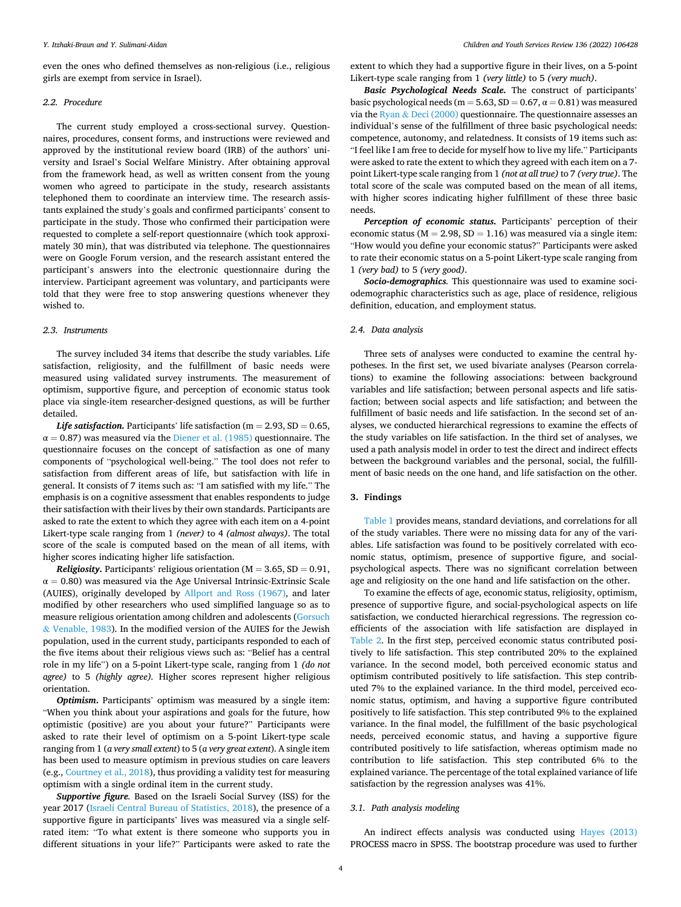even the ones who defined themselves as non-religious (i.e., religious girls are exempt from service in Israel).

### 2.2. Procedure

The current study employed a cross-sectional survey. Questionnaires, procedures, consent forms, and instructions were reviewed and approved by the institutional review board (IRB) of the authors' university and Israel's Social Welfare Ministry. After obtaining approval from the framework head, as well as written consent from the young women who agreed to participate in the study, research assistants telephoned them to coordinate an interview time. The research assistants explained the study's goals and confirmed participants' consent to participate in the study. Those who confirmed their participation were requested to complete a self-report questionnaire (which took approximately 30 min), that was distributed via telephone. The questionnaires were on Google Forum version, and the research assistant entered the participant's answers into the electronic questionnaire during the interview. Participant agreement was voluntary, and participants were told that they were free to stop answering questions whenever they wished to.

### 2.3. Instruments

The survey included 34 items that describe the study variables. Life satisfaction, religiosity, and the fulfillment of basic needs were measured using validated survey instruments. The measurement of optimism, supportive figure, and perception of economic status took place via single-item researcher-designed questions, as will be further detailed.

***Life satisfaction.*** Participants' life satisfaction ($m = 2.93$, $SD = 0.65$, $\alpha = 0.87$) was measured via the Diener et al. (1985) questionnaire. The questionnaire focuses on the concept of satisfaction as one of many components of "psychological well-being." The tool does not refer to satisfaction from different areas of life, but satisfaction with life in general. It consists of 7 items such as: "I am satisfied with my life." The emphasis is on a cognitive assessment that enables respondents to judge their satisfaction with their lives by their own standards. Participants are asked to rate the extent to which they agree with each item on a 4-point Likert-type scale ranging from 1 *(never)* to 4 *(almost always)*. The total score of the scale is computed based on the mean of all items, with higher scores indicating higher life satisfaction.

***Religiosity.*** Participants' religious orientation ($M = 3.65$, $SD = 0.91$, $\alpha = 0.80$) was measured via the Age Universal Intrinsic-Extrinsic Scale (AUIES), originally developed by Allport and Ross (1967), and later modified by other researchers who used simplified language so as to measure religious orientation among children and adolescents (Gorsuch & Venable, 1983). In the modified version of the AUIES for the Jewish population, used in the current study, participants responded to each of the five items about their religious views such as: "Belief has a central role in my life") on a 5-point Likert-type scale, ranging from 1 *(do not agree)* to 5 *(highly agree)*. Higher scores represent higher religious orientation.

***Optimism.*** Participants' optimism was measured by a single item: "When you think about your aspirations and goals for the future, how optimistic (positive) are you about your future?" Participants were asked to rate their level of optimism on a 5-point Likert-type scale ranging from 1 (*a very small extent*) to 5 (*a very great extent*). A single item has been used to measure optimism in previous studies on care leavers (e.g., Courtney et al., 2018), thus providing a validity test for measuring optimism with a single ordinal item in the current study.

***Supportive figure.*** Based on the Israeli Social Survey (ISS) for the year 2017 (Israeli Central Bureau of Statistics, 2018), the presence of a supportive figure in participants' lives was measured via a single self-rated item: "To what extent is there someone who supports you in different situations in your life?" Participants were asked to rate the extent to which they had a supportive figure in their lives, on a 5-point Likert-type scale ranging from 1 *(very little)* to 5 *(very much)*.

***Basic Psychological Needs Scale.*** The construct of participants' basic psychological needs ($m = 5.63$, $SD = 0.67$, $\alpha = 0.81$) was measured via the Ryan & Deci (2000) questionnaire. The questionnaire assesses an individual's sense of the fulfillment of three basic psychological needs: competence, autonomy, and relatedness. It consists of 19 items such as: "I feel like I am free to decide for myself how to live my life." Participants were asked to rate the extent to which they agreed with each item on a 7-point Likert-type scale ranging from 1 *(not at all true)* to 7 *(very true)*. The total score of the scale was computed based on the mean of all items, with higher scores indicating higher fulfillment of these three basic needs.

***Perception of economic status.*** Participants' perception of their economic status ($M = 2.98$, $SD = 1.16$) was measured via a single item: "How would you define your economic status?" Participants were asked to rate their economic status on a 5-point Likert-type scale ranging from 1 *(very bad)* to 5 *(very good)*.

***Socio-demographics.*** This questionnaire was used to examine sociodemographic characteristics such as age, place of residence, religious definition, education, and employment status.

### 2.4. Data analysis

Three sets of analyses were conducted to examine the central hypotheses. In the first set, we used bivariate analyses (Pearson correlations) to examine the following associations: between background variables and life satisfaction; between personal aspects and life satisfaction; between social aspects and life satisfaction; and between the fulfillment of basic needs and life satisfaction. In the second set of analyses, we conducted hierarchical regressions to examine the effects of the study variables on life satisfaction. In the third set of analyses, we used a path analysis model in order to test the direct and indirect effects between the background variables and the personal, social, the fulfillment of basic needs on the one hand, and life satisfaction on the other.

## 3. Findings

Table 1 provides means, standard deviations, and correlations for all of the study variables. There were no missing data for any of the variables. Life satisfaction was found to be positively correlated with economic status, optimism, presence of supportive figure, and social-psychological aspects. There was no significant correlation between age and religiosity on the one hand and life satisfaction on the other.

To examine the effects of age, economic status, religiosity, optimism, presence of supportive figure, and social-psychological aspects on life satisfaction, we conducted hierarchical regressions. The regression coefficients of the association with life satisfaction are displayed in Table 2. In the first step, perceived economic status contributed positively to life satisfaction. This step contributed 20% to the explained variance. In the second model, both perceived economic status and optimism contributed positively to life satisfaction. This step contributed 7% to the explained variance. In the third model, perceived economic status, optimism, and having a supportive figure contributed positively to life satisfaction. This step contributed 9% to the explained variance. In the final model, the fulfillment of the basic psychological needs, perceived economic status, and having a supportive figure contributed positively to life satisfaction, whereas optimism made no contribution to life satisfaction. This step contributed 6% to the explained variance. The percentage of the total explained variance of life satisfaction by the regression analyses was 41%.

### 3.1. Path analysis modeling

An indirect effects analysis was conducted using Hayes (2013) PROCESS macro in SPSS. The bootstrap procedure was used to further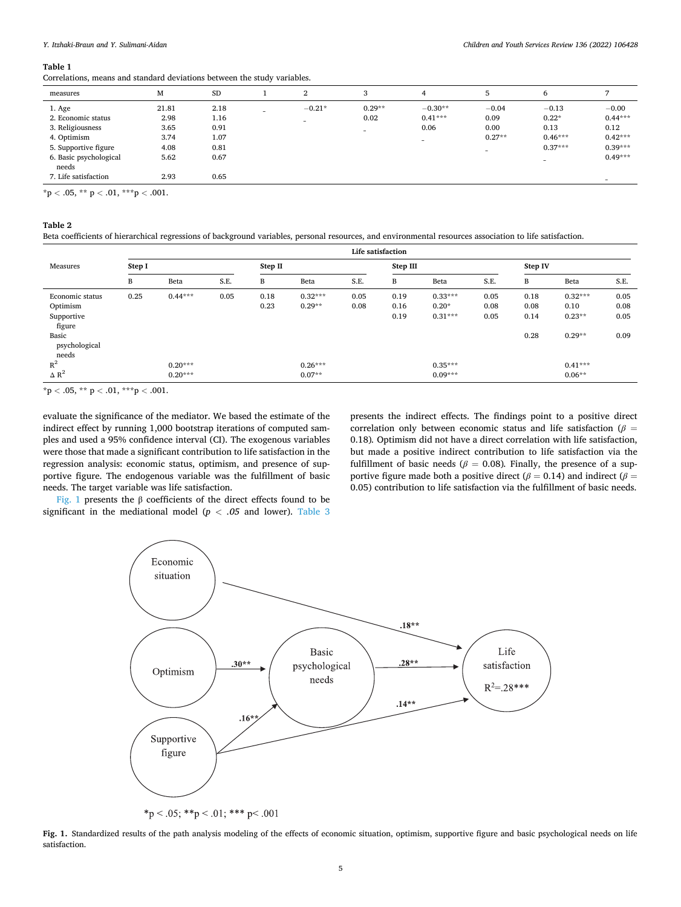**Table 1**

Correlations, means and standard deviations between the study variables.

| measures | M | SD | 1 | 2 | 3 | 4 | 5 | 6 | 7 |
|---|---|---|---|---|---|---|---|---|---|
| 1. Age | 21.81 | 2.18 | – | −0.21* | 0.29** | −0.30** | −0.04 | −0.13 | −0.00 |
| 2. Economic status | 2.98 | 1.16 | | – | 0.02 | 0.41*** | 0.09 | 0.22* | 0.44*** |
| 3. Religiousness | 3.65 | 0.91 | | | – | 0.06 | 0.00 | 0.13 | 0.12 |
| 4. Optimism | 3.74 | 1.07 | | | | – | 0.27** | 0.46*** | 0.42*** |
| 5. Supportive figure | 4.08 | 0.81 | | | | | – | 0.37*** | 0.39*** |
| 6. Basic psychological needs | 5.62 | 0.67 | | | | | | – | 0.49*** |
| 7. Life satisfaction | 2.93 | 0.65 | | | | | | | – |

*p < .05, ** p < .01, ***p < .001.

**Table 2**

Beta coefficients of hierarchical regressions of background variables, personal resources, and environmental resources association to life satisfaction.

| Measures | Life satisfaction | | | | | | | | | | | |
|---|---|---|---|---|---|---|---|---|---|---|---|---|
| | Step I | | | Step II | | | Step III | | | Step IV | | |
| | B | Beta | S.E. | B | Beta | S.E. | B | Beta | S.E. | B | Beta | S.E. |
| Economic status | 0.25 | 0.44*** | 0.05 | 0.18 | 0.32*** | 0.05 | 0.19 | 0.33*** | 0.05 | 0.18 | 0.32*** | 0.05 |
| Optimism | | | | 0.23 | 0.29** | 0.08 | 0.16 | 0.20* | 0.08 | 0.08 | 0.10 | 0.08 |
| Supportive figure | | | | | | | 0.19 | 0.31*** | 0.05 | 0.14 | 0.23** | 0.05 |
| Basic psychological needs | | | | | | | | | | 0.28 | 0.29** | 0.09 |
| $R^2$ | | 0.20*** | | | 0.26*** | | | 0.35*** | | | 0.41*** | |
| $\Delta R^2$ | | 0.20*** | | | 0.07** | | | 0.09*** | | | 0.06** | |

*p < .05, ** p < .01, ***p < .001.

evaluate the significance of the mediator. We based the estimate of the indirect effect by running 1,000 bootstrap iterations of computed samples and used a 95% confidence interval (CI). The exogenous variables were those that made a significant contribution to life satisfaction in the regression analysis: economic status, optimism, and presence of supportive figure. The endogenous variable was the fulfillment of basic needs. The target variable was life satisfaction.

Fig. 1 presents the β coefficients of the direct effects found to be significant in the mediational model ($p < .05$ and lower). Table 3 presents the indirect effects. The findings point to a positive direct correlation only between economic status and life satisfaction ($\beta = 0.18$). Optimism did not have a direct correlation with life satisfaction, but made a positive indirect contribution to life satisfaction via the fulfillment of basic needs ($\beta = 0.08$). Finally, the presence of a supportive figure made both a positive direct ($\beta = 0.14$) and indirect ($\beta = 0.05$) contribution to life satisfaction via the fulfillment of basic needs.

**Fig. 1.** Standardized results of the path analysis modeling of the effects of economic situation, optimism, supportive figure and basic psychological needs on life satisfaction.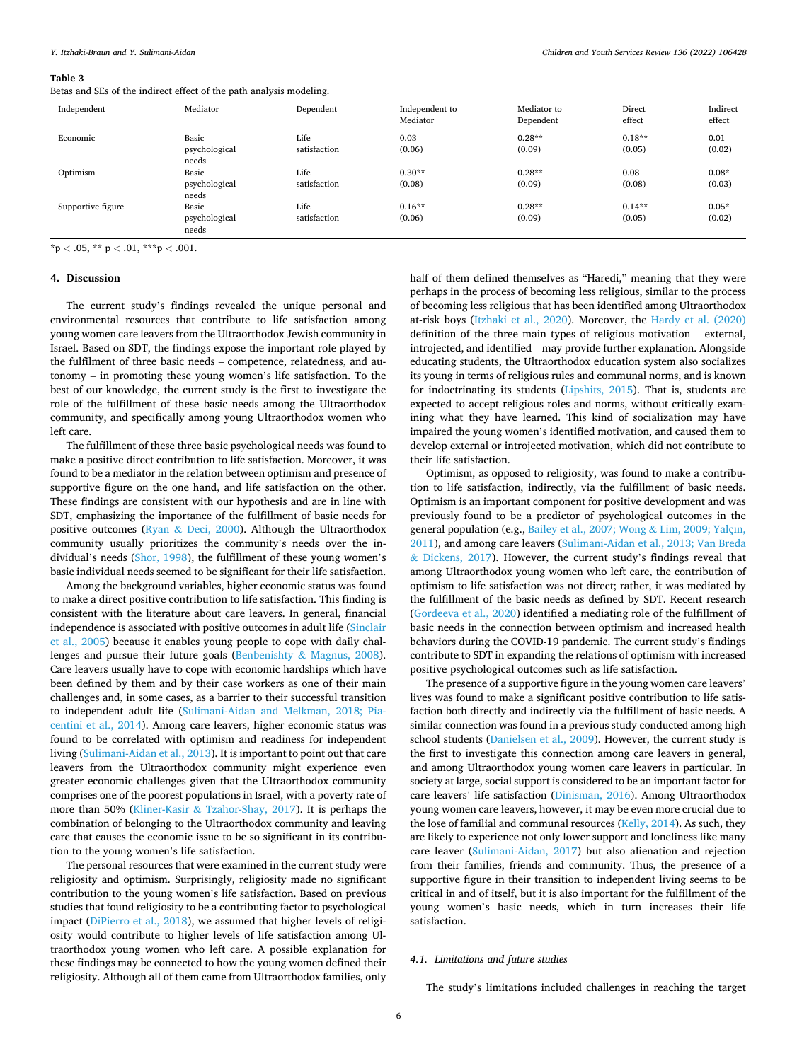**Table 3**
Betas and SEs of the indirect effect of the path analysis modeling.

| Independent | Mediator | Dependent | Independent to Mediator | Mediator to Dependent | Direct effect | Indirect effect |
|---|---|---|---|---|---|---|
| Economic | Basic psychological needs | Life satisfaction | 0.03 (0.06) | 0.28** (0.09) | 0.18** (0.05) | 0.01 (0.02) |
| Optimism | Basic psychological needs | Life satisfaction | 0.30** (0.08) | 0.28** (0.09) | 0.08 (0.08) | 0.08* (0.03) |
| Supportive figure | Basic psychological needs | Life satisfaction | 0.16** (0.06) | 0.28** (0.09) | 0.14** (0.05) | 0.05* (0.02) |

*p < .05, ** p < .01, ***p < .001.

## 4. Discussion

The current study's findings revealed the unique personal and environmental resources that contribute to life satisfaction among young women care leavers from the Ultraorthodox Jewish community in Israel. Based on SDT, the findings expose the important role played by the fulfilment of three basic needs – competence, relatedness, and autonomy – in promoting these young women's life satisfaction. To the best of our knowledge, the current study is the first to investigate the role of the fulfillment of these basic needs among the Ultraorthodox community, and specifically among young Ultraorthodox women who left care.

The fulfillment of these three basic psychological needs was found to make a positive direct contribution to life satisfaction. Moreover, it was found to be a mediator in the relation between optimism and presence of supportive figure on the one hand, and life satisfaction on the other. These findings are consistent with our hypothesis and are in line with SDT, emphasizing the importance of the fulfillment of basic needs for positive outcomes (Ryan & Deci, 2000). Although the Ultraorthodox community usually prioritizes the community's needs over the individual's needs (Shor, 1998), the fulfillment of these young women's basic individual needs seemed to be significant for their life satisfaction.

Among the background variables, higher economic status was found to make a direct positive contribution to life satisfaction. This finding is consistent with the literature about care leavers. In general, financial independence is associated with positive outcomes in adult life (Sinclair et al., 2005) because it enables young people to cope with daily challenges and pursue their future goals (Benbenishty & Magnus, 2008). Care leavers usually have to cope with economic hardships which have been defined by them and by their case workers as one of their main challenges and, in some cases, as a barrier to their successful transition to independent adult life (Sulimani-Aidan and Melkman, 2018; Piacentini et al., 2014). Among care leavers, higher economic status was found to be correlated with optimism and readiness for independent living (Sulimani-Aidan et al., 2013). It is important to point out that care leavers from the Ultraorthodox community might experience even greater economic challenges given that the Ultraorthodox community comprises one of the poorest populations in Israel, with a poverty rate of more than 50% (Kliner-Kasir & Tzahor-Shay, 2017). It is perhaps the combination of belonging to the Ultraorthodox community and leaving care that causes the economic issue to be so significant in its contribution to the young women's life satisfaction.

The personal resources that were examined in the current study were religiosity and optimism. Surprisingly, religiosity made no significant contribution to the young women's life satisfaction. Based on previous studies that found religiosity to be a contributing factor to psychological impact (DiPierro et al., 2018), we assumed that higher levels of religiosity would contribute to higher levels of life satisfaction among Ultraorthodox young women who left care. A possible explanation for these findings may be connected to how the young women defined their religiosity. Although all of them came from Ultraorthodox families, only half of them defined themselves as "Haredi," meaning that they were perhaps in the process of becoming less religious, similar to the process of becoming less religious that has been identified among Ultraorthodox at-risk boys (Itzhaki et al., 2020). Moreover, the Hardy et al. (2020) definition of the three main types of religious motivation – external, introjected, and identified – may provide further explanation. Alongside educating students, the Ultraorthodox education system also socializes its young in terms of religious rules and communal norms, and is known for indoctrinating its students (Lipshits, 2015). That is, students are expected to accept religious roles and norms, without critically examining what they have learned. This kind of socialization may have impaired the young women's identified motivation, and caused them to develop external or introjected motivation, which did not contribute to their life satisfaction.

Optimism, as opposed to religiosity, was found to make a contribution to life satisfaction, indirectly, via the fulfillment of basic needs. Optimism is an important component for positive development and was previously found to be a predictor of psychological outcomes in the general population (e.g., Bailey et al., 2007; Wong & Lim, 2009; Yalçın, 2011), and among care leavers (Sulimani-Aidan et al., 2013; Van Breda & Dickens, 2017). However, the current study's findings reveal that among Ultraorthodox young women who left care, the contribution of optimism to life satisfaction was not direct; rather, it was mediated by the fulfillment of the basic needs as defined by SDT. Recent research (Gordeeva et al., 2020) identified a mediating role of the fulfillment of basic needs in the connection between optimism and increased health behaviors during the COVID-19 pandemic. The current study's findings contribute to SDT in expanding the relations of optimism with increased positive psychological outcomes such as life satisfaction.

The presence of a supportive figure in the young women care leavers' lives was found to make a significant positive contribution to life satisfaction both directly and indirectly via the fulfillment of basic needs. A similar connection was found in a previous study conducted among high school students (Danielsen et al., 2009). However, the current study is the first to investigate this connection among care leavers in general, and among Ultraorthodox young women care leavers in particular. In society at large, social support is considered to be an important factor for care leavers' life satisfaction (Dinisman, 2016). Among Ultraorthodox young women care leavers, however, it may be even more crucial due to the lose of familial and communal resources (Kelly, 2014). As such, they are likely to experience not only lower support and loneliness like many care leaver (Sulimani-Aidan, 2017) but also alienation and rejection from their families, friends and community. Thus, the presence of a supportive figure in their transition to independent living seems to be critical in and of itself, but it is also important for the fulfillment of the young women's basic needs, which in turn increases their life satisfaction.

### 4.1. Limitations and future studies

The study's limitations included challenges in reaching the target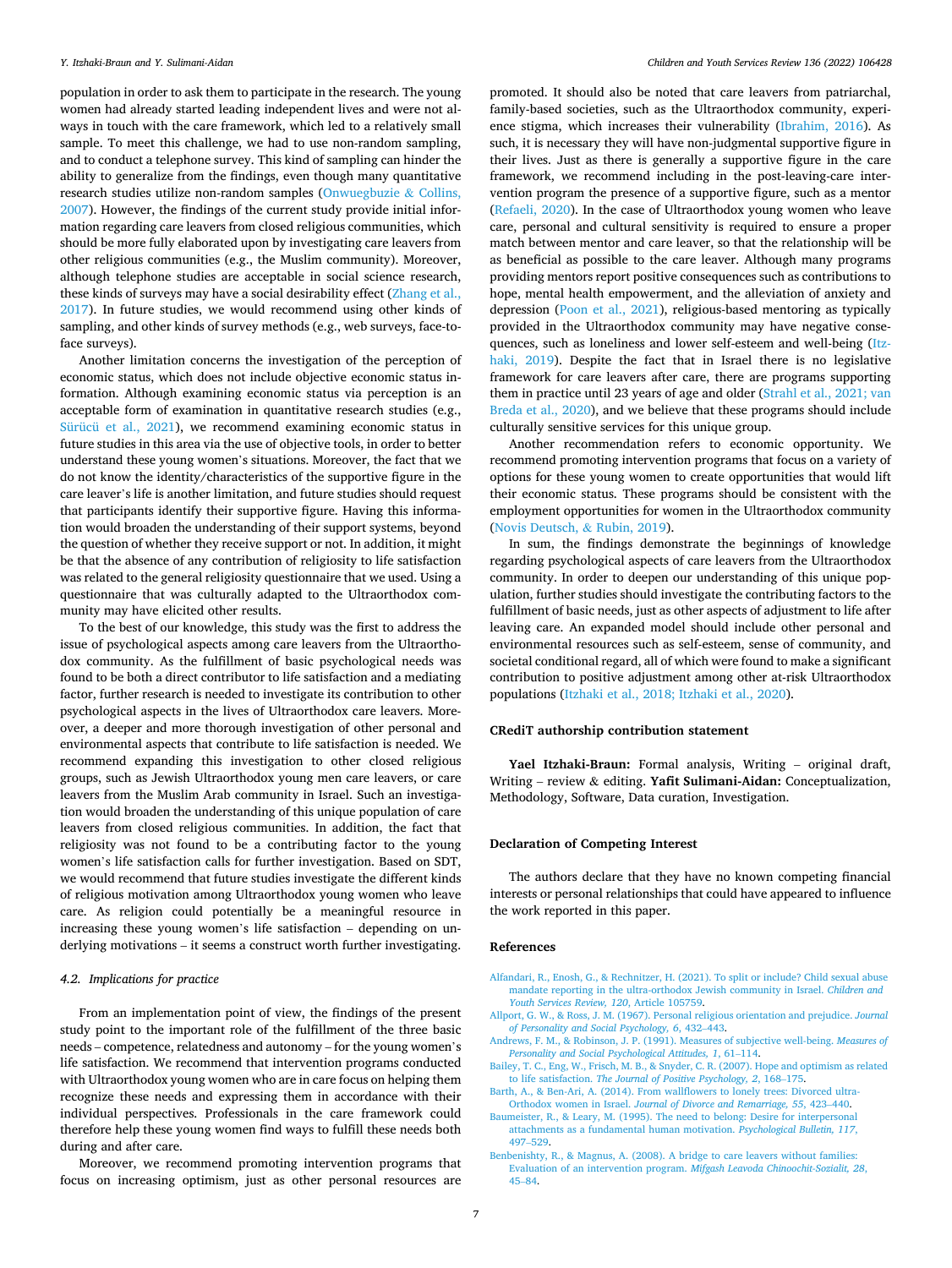population in order to ask them to participate in the research. The young women had already started leading independent lives and were not always in touch with the care framework, which led to a relatively small sample. To meet this challenge, we had to use non-random sampling, and to conduct a telephone survey. This kind of sampling can hinder the ability to generalize from the findings, even though many quantitative research studies utilize non-random samples (Onwuegbuzie & Collins, 2007). However, the findings of the current study provide initial information regarding care leavers from closed religious communities, which should be more fully elaborated upon by investigating care leavers from other religious communities (e.g., the Muslim community). Moreover, although telephone studies are acceptable in social science research, these kinds of surveys may have a social desirability effect (Zhang et al., 2017). In future studies, we would recommend using other kinds of sampling, and other kinds of survey methods (e.g., web surveys, face-to-face surveys).

Another limitation concerns the investigation of the perception of economic status, which does not include objective economic status information. Although examining economic status via perception is an acceptable form of examination in quantitative research studies (e.g., Sürücü et al., 2021), we recommend examining economic status in future studies in this area via the use of objective tools, in order to better understand these young women's situations. Moreover, the fact that we do not know the identity/characteristics of the supportive figure in the care leaver's life is another limitation, and future studies should request that participants identify their supportive figure. Having this information would broaden the understanding of their support systems, beyond the question of whether they receive support or not. In addition, it might be that the absence of any contribution of religiosity to life satisfaction was related to the general religiosity questionnaire that we used. Using a questionnaire that was culturally adapted to the Ultraorthodox community may have elicited other results.

To the best of our knowledge, this study was the first to address the issue of psychological aspects among care leavers from the Ultraorthodox community. As the fulfillment of basic psychological needs was found to be both a direct contributor to life satisfaction and a mediating factor, further research is needed to investigate its contribution to other psychological aspects in the lives of Ultraorthodox care leavers. Moreover, a deeper and more thorough investigation of other personal and environmental aspects that contribute to life satisfaction is needed. We recommend expanding this investigation to other closed religious groups, such as Jewish Ultraorthodox young men care leavers, or care leavers from the Muslim Arab community in Israel. Such an investigation would broaden the understanding of this unique population of care leavers from closed religious communities. In addition, the fact that religiosity was not found to be a contributing factor to the young women's life satisfaction calls for further investigation. Based on SDT, we would recommend that future studies investigate the different kinds of religious motivation among Ultraorthodox young women who leave care. As religion could potentially be a meaningful resource in increasing these young women's life satisfaction – depending on underlying motivations – it seems a construct worth further investigating.

### 4.2. Implications for practice

From an implementation point of view, the findings of the present study point to the important role of the fulfillment of the three basic needs – competence, relatedness and autonomy – for the young women's life satisfaction. We recommend that intervention programs conducted with Ultraorthodox young women who are in care focus on helping them recognize these needs and expressing them in accordance with their individual perspectives. Professionals in the care framework could therefore help these young women find ways to fulfill these needs both during and after care.

Moreover, we recommend promoting intervention programs that focus on increasing optimism, just as other personal resources are promoted. It should also be noted that care leavers from patriarchal, family-based societies, such as the Ultraorthodox community, experience stigma, which increases their vulnerability (Ibrahim, 2016). As such, it is necessary they will have non-judgmental supportive figure in their lives. Just as there is generally a supportive figure in the care framework, we recommend including in the post-leaving-care intervention program the presence of a supportive figure, such as a mentor (Refaeli, 2020). In the case of Ultraorthodox young women who leave care, personal and cultural sensitivity is required to ensure a proper match between mentor and care leaver, so that the relationship will be as beneficial as possible to the care leaver. Although many programs providing mentors report positive consequences such as contributions to hope, mental health empowerment, and the alleviation of anxiety and depression (Poon et al., 2021), religious-based mentoring as typically provided in the Ultraorthodox community may have negative consequences, such as loneliness and lower self-esteem and well-being (Itzhaki, 2019). Despite the fact that in Israel there is no legislative framework for care leavers after care, there are programs supporting them in practice until 23 years of age and older (Strahl et al., 2021; van Breda et al., 2020), and we believe that these programs should include culturally sensitive services for this unique group.

Another recommendation refers to economic opportunity. We recommend promoting intervention programs that focus on a variety of options for these young women to create opportunities that would lift their economic status. These programs should be consistent with the employment opportunities for women in the Ultraorthodox community (Novis Deutsch, & Rubin, 2019).

In sum, the findings demonstrate the beginnings of knowledge regarding psychological aspects of care leavers from the Ultraorthodox community. In order to deepen our understanding of this unique population, further studies should investigate the contributing factors to the fulfillment of basic needs, just as other aspects of adjustment to life after leaving care. An expanded model should include other personal and environmental resources such as self-esteem, sense of community, and societal conditional regard, all of which were found to make a significant contribution to positive adjustment among other at-risk Ultraorthodox populations (Itzhaki et al., 2018; Itzhaki et al., 2020).

## CRediT authorship contribution statement

**Yael Itzhaki-Braun:** Formal analysis, Writing – original draft, Writing – review & editing. **Yafit Sulimani-Aidan:** Conceptualization, Methodology, Software, Data curation, Investigation.

## Declaration of Competing Interest

The authors declare that they have no known competing financial interests or personal relationships that could have appeared to influence the work reported in this paper.

## References

Alfandari, R., Enosh, G., & Rechnitzer, H. (2021). To split or include? Child sexual abuse mandate reporting in the ultra-orthodox Jewish community in Israel. *Children and Youth Services Review, 120*, Article 105759.

Allport, G. W., & Ross, J. M. (1967). Personal religious orientation and prejudice. *Journal of Personality and Social Psychology, 6*, 432–443.

Andrews, F. M., & Robinson, J. P. (1991). Measures of subjective well-being. *Measures of Personality and Social Psychological Attitudes, 1*, 61–114.

Bailey, T. C., Eng, W., Frisch, M. B., & Snyder, C. R. (2007). Hope and optimism as related to life satisfaction. *The Journal of Positive Psychology, 2*, 168–175.

Barth, A., & Ben-Ari, A. (2014). From wallflowers to lonely trees: Divorced ultra-Orthodox women in Israel. *Journal of Divorce and Remarriage, 55*, 423–440.

Baumeister, R., & Leary, M. (1995). The need to belong: Desire for interpersonal attachments as a fundamental human motivation. *Psychological Bulletin, 117*, 497–529.

Benbenishty, R., & Magnus, A. (2008). A bridge to care leavers without families: Evaluation of an intervention program. *Mifgash Leavoda Chinoochit-Sozialit, 28*, 45–84.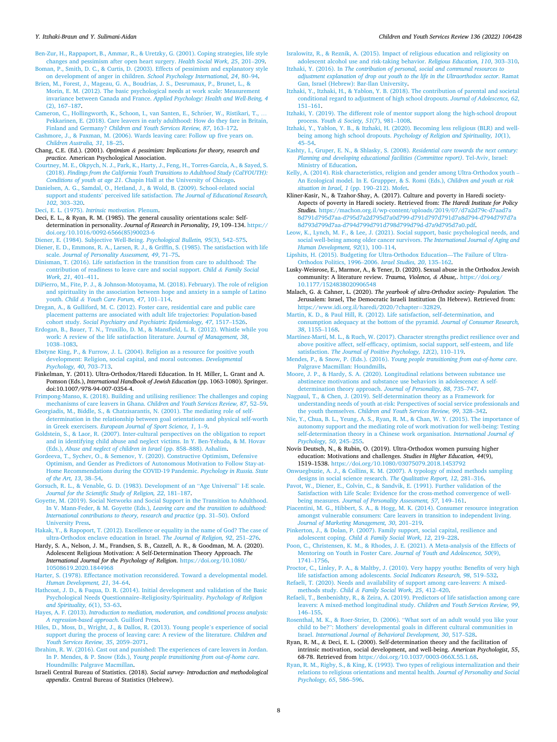Ben-Zur, H., Rappaport, B., Ammar, R., & Uretzky, G. (2001). Coping strategies, life style changes and pessimism after open heart surgery. *Health Social Work, 25*, 201–209.

Boman, P., Smith, D. C., & Curtis, D. (2003). Effects of pessimism and explanatory style on development of anger in children. *School Psychology International, 24*, 80–94.

Brien, M., Forest, J., Mageau, G. A., Boudrias, J. S., Desrumaux, P., Brunet, L., & Morin, E. M. (2012). The basic psychological needs at work scale: Measurement invariance between Canada and France. *Applied Psychology: Health and Well-Being, 4* (2), 167–187.

Cameron, C., Hollingworth, K., Schoon, I., van Santen, E., Schröer, W., Ristikari, T., … Pekkarinen, E. (2018). Care leavers in early adulthood: How do they fare in Britain, Finland and Germany? *Children and Youth Services Review, 87*, 163–172.

Cashmore, J., & Paxman, M. (2006). Wards leaving care: Follow up five years on. *Children Australia, 31*, 18–25.

Chang, C.E. (Ed.). (2001). *Optimism & pessimism: Implications for theory, research and practice.* American Psychological Association.

Courtney, M. E., Okpych, N. J., Park, K., Harty, J., Feng, H., Torres-García, A., & Sayed, S. (2018). *Findings from the California Youth Transitions to Adulthood Study (CalYOUTH): Conditions of youth at age 21*. Chapin Hall at the University of Chicago.

Danielsen, A. G., Samdal, O., Hetland, J., & Wold, B. (2009). School-related social support and students' perceived life satisfaction. *The Journal of Educational Research, 102*, 303–320.

Deci, E. L. (1975). *Intrinsic motivation.* Plenum.

Deci, E. L., & Ryan, R. M. (1985). The general causality orientations scale: Self-determination in personality. *Journal of Research in Personality, 19*, 109–134. https://doi.org/10.1016/0092-6566(85)90023-6

Diener, E. (1984). Subjective Well-Being. *Psychological Bulletin, 95*(3), 542–575.

Diener, E. D., Emmons, R. A., Larsen, R. J., & Griffin, S. (1985). The satisfaction with life scale. *Journal of Personality Assessment, 49*, 71–75.

Dinisman, T. (2016). Life satisfaction in the transition from care to adulthood: The contribution of readiness to leave care and social support. *Child & Family Social Work, 21*, 401–411.

DiPierro, M., Fite, P. J., & Johnson-Motoyama, M. (2018). February). The role of religion and spirituality in the association between hope and anxiety in a sample of Latino youth. *Child & Youth Care Forum, 47*, 101–114.

Dregan, A., & Gulliford, M. C. (2012). Foster care, residential care and public care placement patterns are associated with adult life trajectories: Population-based cohort study. *Social Psychiatry and Psychiatric Epidemiology, 47*, 1517–1526.

Erdogan, B., Bauer, T. N., Truxillo, D. M., & Mansfield, L. R. (2012). Whistle while you work: A review of the life satisfaction literature. *Journal of Management, 38*, 1038–1083.

Ebstyne King, P., & Furrow, J. L. (2004). Religion as a resource for positive youth development: Religion, social capital, and moral outcomes. *Developmental Psychology, 40*, 703–713.

Finkelman, Y. (2011). Ultra-Orthodox/Haredi Education. In H. Miller, L. Grant and A. Pomson (Eds.), *International Handbook of Jewish Education* (pp. 1063-1080). Springer. doi:10.1007/978-94-007-0354-4.

Frimpong-Manso, K. (2018). Building and utilising resilience: The challenges and coping mechanisms of care leavers in Ghana. *Children and Youth Services Review, 87*, 52–59.

Georgiadis, M., Biddle, S., & Chatzisarantis, N. (2001). The mediating role of self-determination in the relationship between goal orientations and physical self-worth in Greek exercisers. *European Journal of Sport Science, 1*, 1–9.

Goldstein, S., & Laor, R. (2007). Inter-cultural perspectives on the obligation to report and in identifying child abuse and neglect victims. In Y. Ben-Yehuda, & M. Hovav (Eds.), *Abuse and neglect of children in Israel* (pp. 858–888). Ashalim.

Gordeeva, T., Sychev, O., & Semenov, Y. (2020). Constructive Optimism, Defensive Optimism, and Gender as Predictors of Autonomous Motivation to Follow Stay-at-Home Recommendations during the COVID-19 Pandemic. *Psychology in Russia. State of the Art, 13*, 38–54.

Gorsuch, R. L., & Venable, G. D. (1983). Development of an "Age Universal" I-E scale. *Journal for the Scientific Study of Religion, 22*, 181–187.

Goyette, M. (2019). Social Networks and Social Support in the Transition to Adulthood. In V. Mann-Feder, & M. Goyette (Eds.), *Leaving care and the transition to adulthood: International contributions to theory, research and practice* (pp. 31–50). Oxford University Press.

Hakak, Y., & Rapoport, T. (2012). Excellence or equality in the name of God? The case of ultra-Orthodox enclave education in Israel. *The Journal of Religion, 92*, 251–276.

Hardy, S. A., Nelson, J. M., Frandsen, S. B., Cazzell, A. R., & Goodman, M. A. (2020). Adolescent Religious Motivation: A Self-Determination Theory Approach. *The International Journal for the Psychology of Religion.* https://doi.org/10.1080/10508619.2020.1844968

Harter, S. (1978). Effectance motivation reconsidered. Toward a developmental model. *Human Development, 21*, 34–64.

Hathcoat, J. D., & Fuqua, D. R. (2014). Initial development and validation of the Basic Psychological Needs Questionnaire–Religiosity/Spirituality. *Psychology of Religion and Spirituality, 6*(1), 53–63.

Hayes, A. F. (2013). *Introduction to mediation, moderation, and conditional process analysis: A regression-based approach.* Guilford Press.

Hiles, D., Moss, D., Wright, J., & Dallos, R. (2013). Young people's experience of social support during the process of leaving care: A review of the literature. *Children and Youth Services Review, 35*, 2059–2071.

Ibrahim, R. W. (2016). Cast out and punished: The experiences of care leavers in Jordan. In P. Mendes, & P. Snow (Eds.), *Young people transitioning from out-of-home care.* Houndmills: Palgrave Macmillan.

Israeli Central Bureau of Statistics. (2018). *Social survey- Introduction and methodological appendix.* Central Bureau of Statistics (Hebrew).

Isralowitz, R., & Reznik, A. (2015). Impact of religious education and religiosity on adolescent alcohol use and risk-taking behavior. *Religious Education, 110*, 303–310.

Itzhaki, Y. (2016). In *The contribution of personal, social and communal resources to adjustment explanation of drop out youth to the life in the Ultraorthodox sector*. Ramat Gan, Israel (Hebrew): Bar-Ilan University.

Itzhaki, Y., Itzhaki, H., & Yablon, Y. B. (2018). The contribution of parental and societal conditional regard to adjustment of high school dropouts. *Journal of Adolescence, 62*, 151–161.

Itzhaki, Y. (2019). The different role of mentor support along the high-school dropout process. *Youth & Society, 51*(7), 981–1008.

Itzhaki, Y., Yablon, Y. B., & Itzhaki, H. (2020). Becoming less religious (BLR) and well-being among high school dropouts. *Psychology of Religion and Spirituality, 10*(1), 45–54.

Kashty, I., Gruper, E. N., & Shlasky, S. (2008). *Residential care towards the next century: Planning and developing educational facilities (Committee report)*. Tel-Aviv, Israel: Ministry of Education.

Kelly, A. (2014). Risk characteristics, religion and gender among Ultra-Orthodox youth – An Ecological model. In E. Gruppper, & S. Romi (Eds.), *Children and youth at risk situation in Israel, 1* (pp. 190–212). Mofet.

Kliner-Kasir, N., & Tzahor-Shay, A. (2017). Culture and poverty in Haredi society- Aspects of poverty in Haredi society. Retrieved from: *The Haredi Institute for Policy Studies.* https://machon.org.il/wp-content/uploads/2019/07/d7a2d79c-d7aad7a8d791d795d7aa-d795d7a2d795d7a0d799-d791d797d791d7a8d794-d794d797d7a8d793d799d7aa-d794d799d791d798d799d79d-d7a9d795d7a0.pdf.

Leow, K., Lynch, M. F., & Lee, J. (2021). Social support, basic psychological needs, and social well-being among older cancer survivors. *The International Journal of Aging and Human Development, 92*(1), 100–114.

Lipshits, H. (2015). Budgeting for Ultra-Orthodox Education—The Failure of Ultra-Orthodox Politics, 1996–2006. *Israel Studies, 20*, 135–162.

Lusky-Weisrose, E., Marmor, A., & Tener, D. (2020). Sexual abuse in the Orthodox Jewish community: A literature review. *Trauma, Violence, & Abuse,*. https://doi.org/10.1177/1524838020906548

Malach, G. & Cahner, L. (2020). *The yearbook of ultra-Orthodox society- Population.* The Jerusalem: Israel, The Democratic Israeli Institution (In Hebrew). Retrieved from: https://www.idi.org.il/haredi/2020/?chapter=32829.

Martin, K. D., & Paul Hill, R. (2012). Life satisfaction, self-determination, and consumption adequacy at the bottom of the pyramid. *Journal of Consumer Research, 38*, 1155–1168.

Martínez-Martí, M. L., & Ruch, W. (2017). Character strengths predict resilience over and above positive affect, self-efficacy, optimism, social support, self-esteem, and life satisfaction. *The Journal of Positive Psychology, 12*(2), 110–119.

Mendes, P., & Snow, P. (Eds.). (2016). *Young people transitioning from out-of-home care.* Palgrave Macmillan: Houndmills.

Moore, J. P., & Hardy, S. A. (2020). Longitudinal relations between substance use abstinence motivations and substance use behaviors in adolescence: A self-determination theory approach. *Journal of Personality, 88*, 735–747.

Nagpaul, T., & Chen, J. (2019). Self-determination theory as a Framework for understanding needs of youth at-risk: Perspectives of social service professionals and the youth themselves. *Children and Youth Services Review, 99*, 328–342.

Nie, Y., Chua, B. L., Yeung, A. S., Ryan, R. M., & Chan, W. Y. (2015). The importance of autonomy support and the mediating role of work motivation for well-being: Testing self-determination theory in a Chinese work organisation. *International Journal of Psychology, 50*, 245–255.

Novis Deutsch, N., & Rubin, O. (2019). Ultra-Orthodox women pursuing higher education: Motivations and challenges. *Studies in Higher Education, 44*(9), 1519–1538. https://doi.org/10.1080/03075079.2018.1453792

Onwuegbuzie, A. J., & Collins, K. M. (2007). A typology of mixed methods sampling designs in social science research. *The Qualitative Report, 12*, 281–316.

Pavot, W., Diener, E., Colvin, C., & Sandvik, E. (1991). Further validation of the Satisfaction with Life Scale: Evidence for the cross-method convergence of well-being measures. *Journal of Personality Assessment, 57*, 149–161.

Piacentini, M. G., Hibbert, S. A., & Hogg, M. K. (2014). Consumer resource integration amongst vulnerable consumers: Care leavers in transition to independent living. *Journal of Marketing Management, 30*, 201–219.

Pinkerton, J., & Dolan, P. (2007). Family support, social capital, resilience and adolescent coping. *Child & Family Social Work, 12*, 219–228.

Poon, C., Christensen, K. M., & Rhodes, J. E. (2021). A Meta-analysis of the Effects of Mentoring on Youth in Foster Care. *Journal of Youth and Adolescence, 50*(9), 1741–1756.

Proctor, C., Linley, P. A., & Maltby, J. (2010). Very happy youths: Benefits of very high life satisfaction among adolescents. *Social Indicators Research, 98*, 519–532.

Refaeli, T. (2020). Needs and availability of support among care-leavers: A mixed-methods study. *Child & Family Social Work, 25*, 412–420.

Refaeli, T., Benbenishty, R., & Zeira, A. (2019). Predictors of life satisfaction among care leavers: A mixed-method longitudinal study. *Children and Youth Services Review, 99*, 146–155.

Rosenthal, M. K., & Roer-Strier, D. (2006). "What sort of an adult would you like your child to be?": Mothers' developmental goals in different cultural communities in Israel. *International Journal of Behavioral Development, 30*, 517–528.

Ryan, R. M., & Deci, E. L. (2000). Self-determination theory and the facilitation of intrinsic motivation, social development, and well-being. *American Psychologist, 55*, 68-78. Retrieved from https://doi.org/10.1037/0003-066X.55.1.68.

Ryan, R. M., Rigby, S., & King, K. (1993). Two types of religious internalization and their relations to religious orientations and mental health. *Journal of Personality and Social Psychology, 65*, 586–596.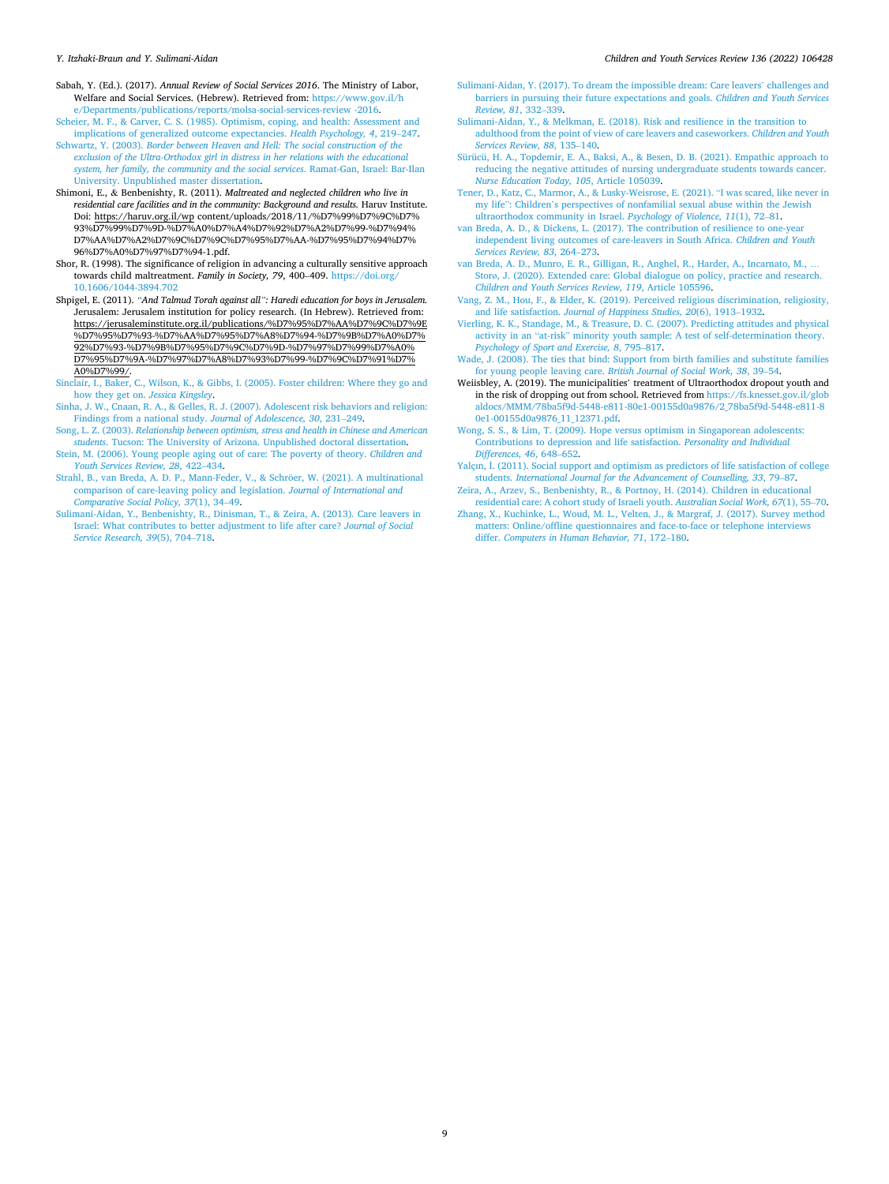Sabah, Y. (Ed.). (2017). *Annual Review of Social Services 2016*. The Ministry of Labor, Welfare and Social Services. (Hebrew). Retrieved from: https://www.gov.il/he/Departments/publications/reports/molsa-social-services-review -2016.

Scheier, M. F., & Carver, C. S. (1985). Optimism, coping, and health: Assessment and implications of generalized outcome expectancies. *Health Psychology, 4*, 219–247.

Schwartz, Y. (2003). *Border between Heaven and Hell: The social construction of the exclusion of the Ultra-Orthodox girl in distress in her relations with the educational system, her family, the community and the social services*. Ramat-Gan, Israel: Bar-Ilan University. Unpublished master dissertation.

Shimoni, E., & Benbenishty, R. (2011). *Maltreated and neglected children who live in residential care facilities and in the community: Background and results.* Haruv Institute. Doi: https://haruv.org.il/wp content/uploads/2018/11/%D7%99%D7%9C%D7%93%D7%99%D7%9D-%D7%A0%D7%A4%D7%92%D7%A2%D7%99-%D7%94%D7%AA%D7%A2%D7%9C%D7%9C%D7%95%D7%AA-%D7%95%D7%94%D7%96%D7%A0%D7%97%D7%94-1.pdf.

Shor, R. (1998). The significance of religion in advancing a culturally sensitive approach towards child maltreatment. *Family in Society, 79*, 400–409. https://doi.org/10.1606/1044-3894.702

Shpigel, E. (2011). *"And Talmud Torah against all": Haredi education for boys in Jerusalem.* Jerusalem: Jerusalem institution for policy research. (In Hebrew). Retrieved from: https://jerusaleminstitute.org.il/publications/%D7%95%D7%AA%D7%9C%D7%9E%D7%95%D7%93-%D7%AA%D7%95%D7%A8%D7%94-%D7%9B%D7%A0%D7%92%D7%93-%D7%9B%D7%95%D7%9C%D7%9D-%D7%97%D7%99%D7%A0%D7%95%D7%9A-%D7%97%D7%A8%D7%93%D7%99-%D7%9C%D7%91%D7%A0%D7%99%D7%9D/.

Sinclair, I., Baker, C., Wilson, K., & Gibbs, I. (2005). Foster children: Where they go and how they get on. *Jessica Kingsley*.

Sinha, J. W., Cnaan, R. A., & Gelles, R. J. (2007). Adolescent risk behaviors and religion: Findings from a national study. *Journal of Adolescence, 30*, 231–249.

Song, L. Z. (2003). *Relationship between optimism, stress and health in Chinese and American students*. Tucson: The University of Arizona. Unpublished doctoral dissertation.

Stein, M. (2006). Young people aging out of care: The poverty of theory. *Children and Youth Services Review, 28*, 422–434.

Strahl, B., van Breda, A. D. P., Mann-Feder, V., & Schröer, W. (2021). A multinational comparison of care-leaving policy and legislation. *Journal of International and Comparative Social Policy, 37*(1), 34–49.

Sulimani-Aidan, Y., Benbenishty, R., Dinisman, T., & Zeira, A. (2013). Care leavers in Israel: What contributes to better adjustment to life after care? *Journal of Social Service Research, 39*(5), 704–718.

Sulimani-Aidan, Y. (2017). To dream the impossible dream: Care leavers' challenges and barriers in pursuing their future expectations and goals. *Children and Youth Services Review, 81*, 332–339.

Sulimani-Aidan, Y., & Melkman, E. (2018). Risk and resilience in the transition to adulthood from the point of view of care leavers and caseworkers. *Children and Youth Services Review, 88*, 135–140.

Sürücü, H. A., Topdemir, E. A., Baksi, A., & Besen, D. B. (2021). Empathic approach to reducing the negative attitudes of nursing undergraduate students towards cancer. *Nurse Education Today, 105*, Article 105039.

Tener, D., Katz, C., Marmor, A., & Lusky-Weisrose, E. (2021). "I was scared, like never in my life": Children's perspectives of nonfamilial sexual abuse within the Jewish ultraorthodox community in Israel. *Psychology of Violence, 11*(1), 72–81.

van Breda, A. D., & Dickens, L. (2017). The contribution of resilience to one-year independent living outcomes of care-leavers in South Africa. *Children and Youth Services Review, 83*, 264–273.

van Breda, A. D., Munro, E. R., Gilligan, R., Anghel, R., Harder, A., Incarnato, M., … Storø, J. (2020). Extended care: Global dialogue on policy, practice and research. *Children and Youth Services Review, 119*, Article 105596.

Vang, Z. M., Hou, F., & Elder, K. (2019). Perceived religious discrimination, religiosity, and life satisfaction. *Journal of Happiness Studies, 20*(6), 1913–1932.

Vierling, K. K., Standage, M., & Treasure, D. C. (2007). Predicting attitudes and physical activity in an "at-risk" minority youth sample: A test of self-determination theory. *Psychology of Sport and Exercise, 8*, 795–817.

Wade, J. (2008). The ties that bind: Support from birth families and substitute families for young people leaving care. *British Journal of Social Work, 38*, 39–54.

Weiisbley, A. (2019). The municipalities' treatment of Ultraorthodox dropout youth and in the risk of dropping out from school. Retrieved from https://fs.knesset.gov.il/globaldocs/MMM/78ba5f9d-5448-e811-80e1-00155d0a9876/2_78ba5f9d-5448-e811-80e1-00155d0a9876_11_12371.pdf.

Wong, S. S., & Lim, T. (2009). Hope versus optimism in Singaporean adolescents: Contributions to depression and life satisfaction. *Personality and Individual Differences, 46*, 648–652.

Yalçın, İ. (2011). Social support and optimism as predictors of life satisfaction of college students. *International Journal for the Advancement of Counselling, 33*, 79–87.

Zeira, A., Arzev, S., Benbenishty, R., & Portnoy, H. (2014). Children in educational residential care: A cohort study of Israeli youth. *Australian Social Work, 67*(1), 55–70.

Zhang, X., Kuchinke, L., Woud, M. L., Velten, J., & Margraf, J. (2017). Survey method matters: Online/offline questionnaires and face-to-face or telephone interviews differ. *Computers in Human Behavior, 71*, 172–180.